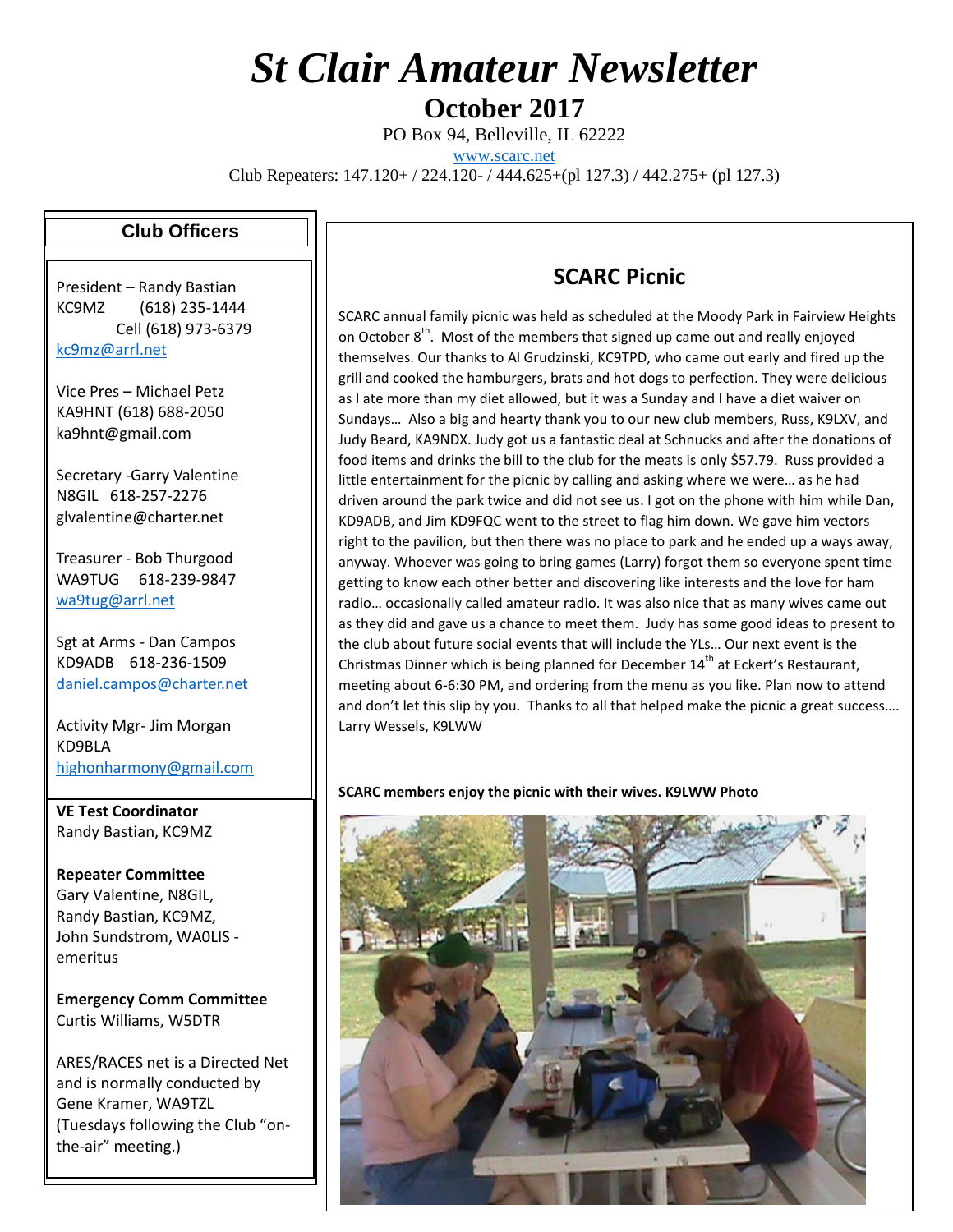# St Clair Amateur Newsletter

## October 2017

PO Box 94, Belleville, IL 62222

www.scarc.net

Club Repeaters: 147.120+ / 224.120- / 444.625+(pl 127.3) / 442.275+ (pl 127.3)

### Club Officers

President – Randy Bastian
KC9MZ (618) 235-1444
Cell (618) 973-6379
kc9mz@arrl.net

Vice Pres – Michael Petz
KA9HNT (618) 688-2050
ka9hnt@gmail.com

Secretary -Garry Valentine
N8GIL 618-257-2276
glvalentine@charter.net

Treasurer - Bob Thurgood
WA9TUG 618-239-9847
wa9tug@arrl.net

Sgt at Arms - Dan Campos
KD9ADB 618-236-1509
daniel.campos@charter.net

Activity Mgr- Jim Morgan
KD9BLA
highonharmony@gmail.com

**VE Test Coordinator**
Randy Bastian, KC9MZ

**Repeater Committee**
Gary Valentine, N8GIL,
Randy Bastian, KC9MZ,
John Sundstrom, WA0LIS - emeritus

**Emergency Comm Committee**
Curtis Williams, W5DTR

ARES/RACES net is a Directed Net and is normally conducted by Gene Kramer, WA9TZL (Tuesdays following the Club "on-the-air" meeting.)

## SCARC Picnic

SCARC annual family picnic was held as scheduled at the Moody Park in Fairview Heights on October 8th. Most of the members that signed up came out and really enjoyed themselves. Our thanks to Al Grudzinski, KC9TPD, who came out early and fired up the grill and cooked the hamburgers, brats and hot dogs to perfection. They were delicious as I ate more than my diet allowed, but it was a Sunday and I have a diet waiver on Sundays… Also a big and hearty thank you to our new club members, Russ, K9LXV, and Judy Beard, KA9NDX. Judy got us a fantastic deal at Schnucks and after the donations of food items and drinks the bill to the club for the meats is only $57.79. Russ provided a little entertainment for the picnic by calling and asking where we were… as he had driven around the park twice and did not see us. I got on the phone with him while Dan, KD9ADB, and Jim KD9FQC went to the street to flag him down. We gave him vectors right to the pavilion, but then there was no place to park and he ended up a ways away, anyway. Whoever was going to bring games (Larry) forgot them so everyone spent time getting to know each other better and discovering like interests and the love for ham radio… occasionally called amateur radio. It was also nice that as many wives came out as they did and gave us a chance to meet them. Judy has some good ideas to present to the club about future social events that will include the YLs… Our next event is the Christmas Dinner which is being planned for December 14th at Eckert's Restaurant, meeting about 6-6:30 PM, and ordering from the menu as you like. Plan now to attend and don't let this slip by you. Thanks to all that helped make the picnic a great success…. Larry Wessels, K9LWW

**SCARC members enjoy the picnic with their wives. K9LWW Photo**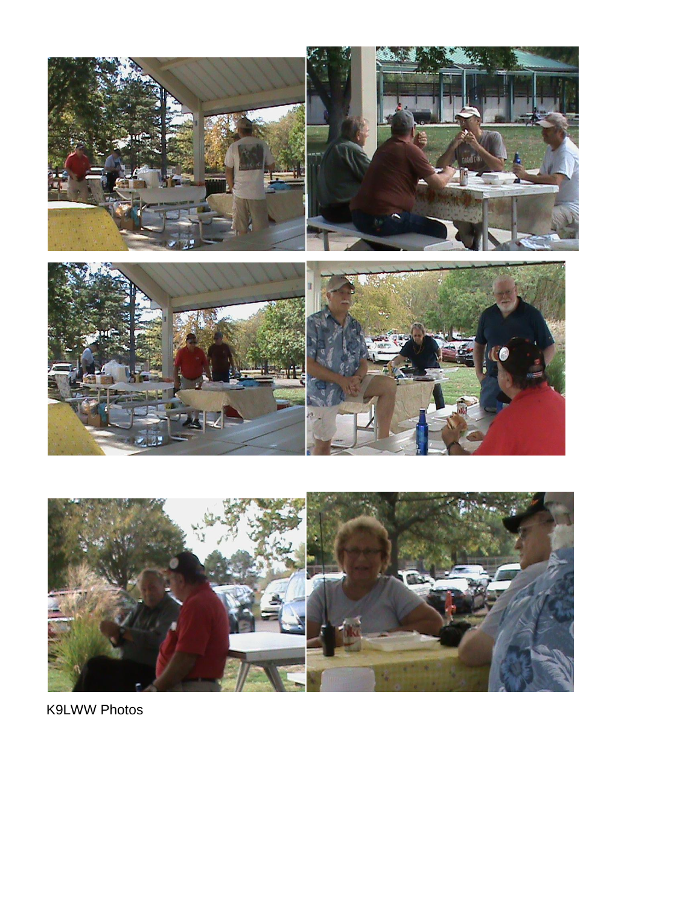K9LWW Photos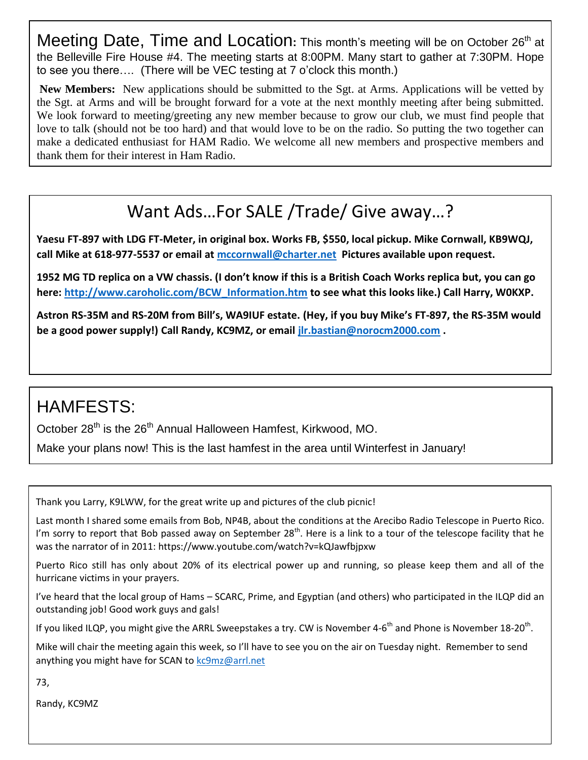**Meeting Date, Time and Location:** This month's meeting will be on October 26th at the Belleville Fire House #4. The meeting starts at 8:00PM. Many start to gather at 7:30PM. Hope to see you there…. (There will be VEC testing at 7 o'clock this month.)

**New Members:** New applications should be submitted to the Sgt. at Arms. Applications will be vetted by the Sgt. at Arms and will be brought forward for a vote at the next monthly meeting after being submitted. We look forward to meeting/greeting any new member because to grow our club, we must find people that love to talk (should not be too hard) and that would love to be on the radio. So putting the two together can make a dedicated enthusiast for HAM Radio. We welcome all new members and prospective members and thank them for their interest in Ham Radio.

## Want Ads…For SALE /Trade/ Give away…?

**Yaesu FT-897 with LDG FT-Meter, in original box. Works FB, $550, local pickup. Mike Cornwall, KB9WQJ, call Mike at 618-977-5537 or email at mccornwall@charter.net Pictures available upon request.**

**1952 MG TD replica on a VW chassis. (I don't know if this is a British Coach Works replica but, you can go here: http://www.caroholic.com/BCW_Information.htm to see what this looks like.) Call Harry, W0KXP.**

**Astron RS-35M and RS-20M from Bill's, WA9IUF estate. (Hey, if you buy Mike's FT-897, the RS-35M would be a good power supply!) Call Randy, KC9MZ, or email jlr.bastian@norocm2000.com .**

## HAMFESTS:

October 28th is the 26th Annual Halloween Hamfest, Kirkwood, MO.

Make your plans now! This is the last hamfest in the area until Winterfest in January!

Thank you Larry, K9LWW, for the great write up and pictures of the club picnic!

Last month I shared some emails from Bob, NP4B, about the conditions at the Arecibo Radio Telescope in Puerto Rico. I'm sorry to report that Bob passed away on September 28th. Here is a link to a tour of the telescope facility that he was the narrator of in 2011: https://www.youtube.com/watch?v=kQJawfbjpxw

Puerto Rico still has only about 20% of its electrical power up and running, so please keep them and all of the hurricane victims in your prayers.

I've heard that the local group of Hams – SCARC, Prime, and Egyptian (and others) who participated in the ILQP did an outstanding job! Good work guys and gals!

If you liked ILQP, you might give the ARRL Sweepstakes a try. CW is November 4-6th and Phone is November 18-20th.

Mike will chair the meeting again this week, so I'll have to see you on the air on Tuesday night. Remember to send anything you might have for SCAN to kc9mz@arrl.net

73,

Randy, KC9MZ